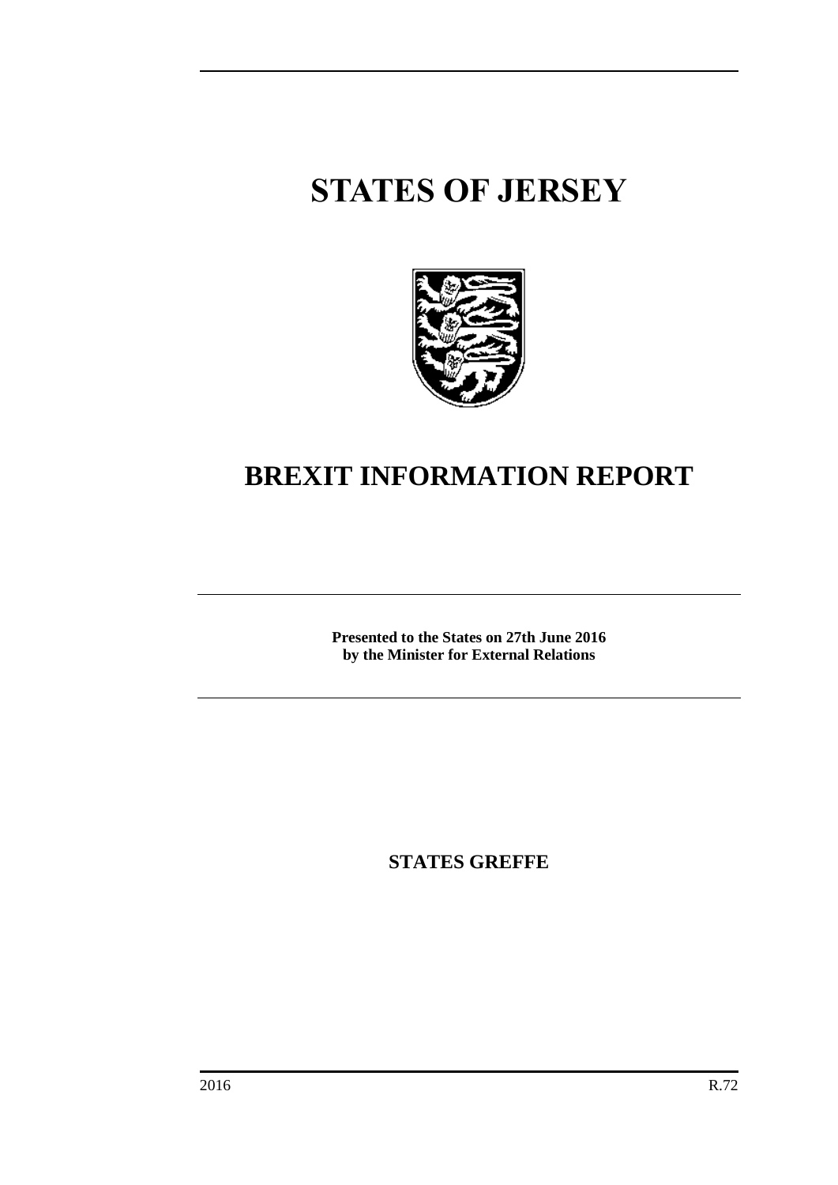# STATES OF JERSEY

# BREXIT INFORMATION REPORT

**Presented to the States on 27th June 2016**
**by the Minister for External Relations**

**STATES GREFFE**

2016 R.72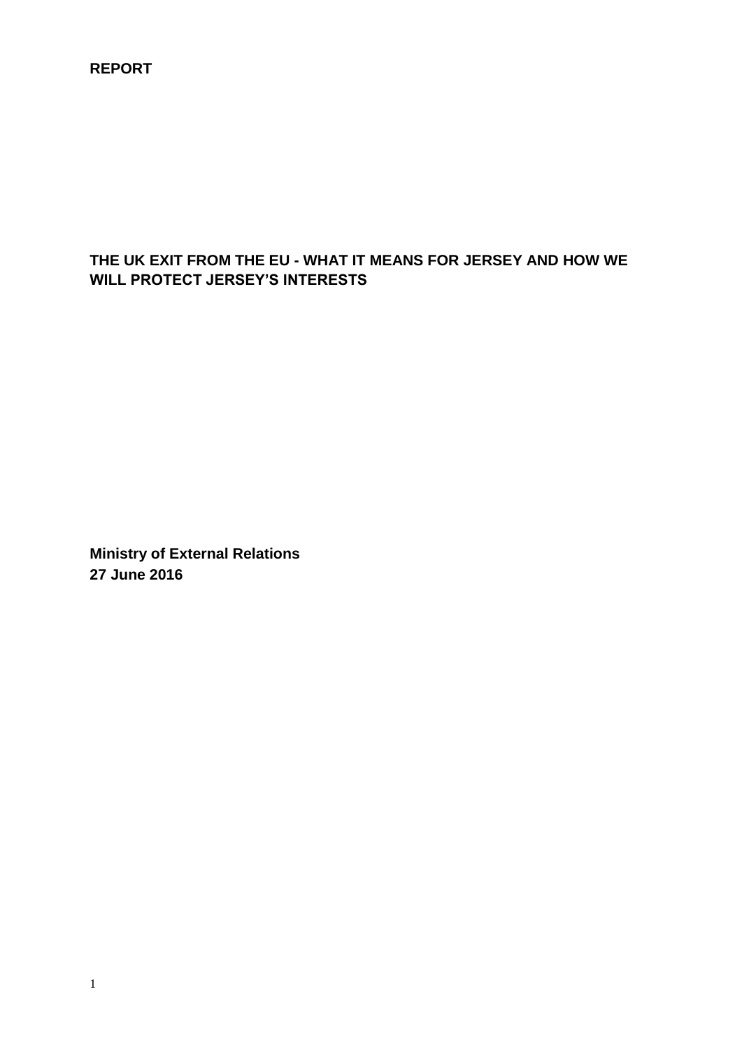**REPORT**

**THE UK EXIT FROM THE EU - WHAT IT MEANS FOR JERSEY AND HOW WE WILL PROTECT JERSEY'S INTERESTS**

**Ministry of External Relations**
**27 June 2016**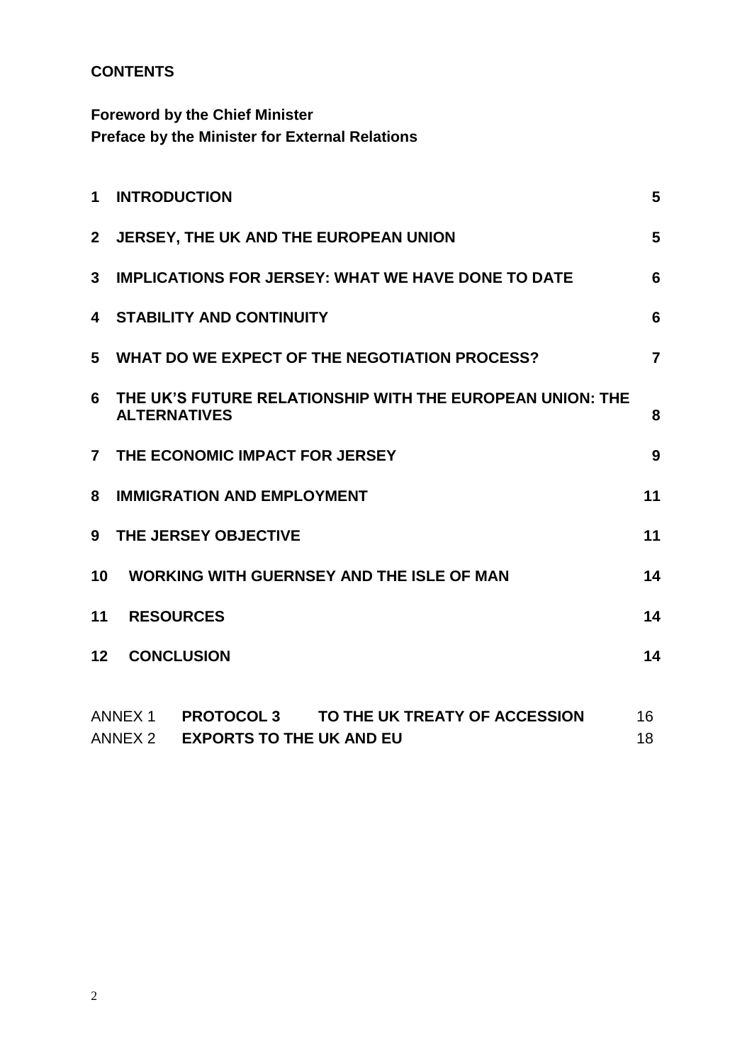**CONTENTS**

**Foreword by the Chief Minister**
**Preface by the Minister for External Relations**

| | | |
|---|---|---|
| **1** | **INTRODUCTION** | **5** |
| **2** | **JERSEY, THE UK AND THE EUROPEAN UNION** | **5** |
| **3** | **IMPLICATIONS FOR JERSEY: WHAT WE HAVE DONE TO DATE** | **6** |
| **4** | **STABILITY AND CONTINUITY** | **6** |
| **5** | **WHAT DO WE EXPECT OF THE NEGOTIATION PROCESS?** | **7** |
| **6** | **THE UK'S FUTURE RELATIONSHIP WITH THE EUROPEAN UNION: THE ALTERNATIVES** | **8** |
| **7** | **THE ECONOMIC IMPACT FOR JERSEY** | **9** |
| **8** | **IMMIGRATION AND EMPLOYMENT** | **11** |
| **9** | **THE JERSEY OBJECTIVE** | **11** |
| **10** | **WORKING WITH GUERNSEY AND THE ISLE OF MAN** | **14** |
| **11** | **RESOURCES** | **14** |
| **12** | **CONCLUSION** | **14** |

| | | |
|---|---|---|
| ANNEX 1 | **PROTOCOL 3 TO THE UK TREATY OF ACCESSION** | 16 |
| ANNEX 2 | **EXPORTS TO THE UK AND EU** | 18 |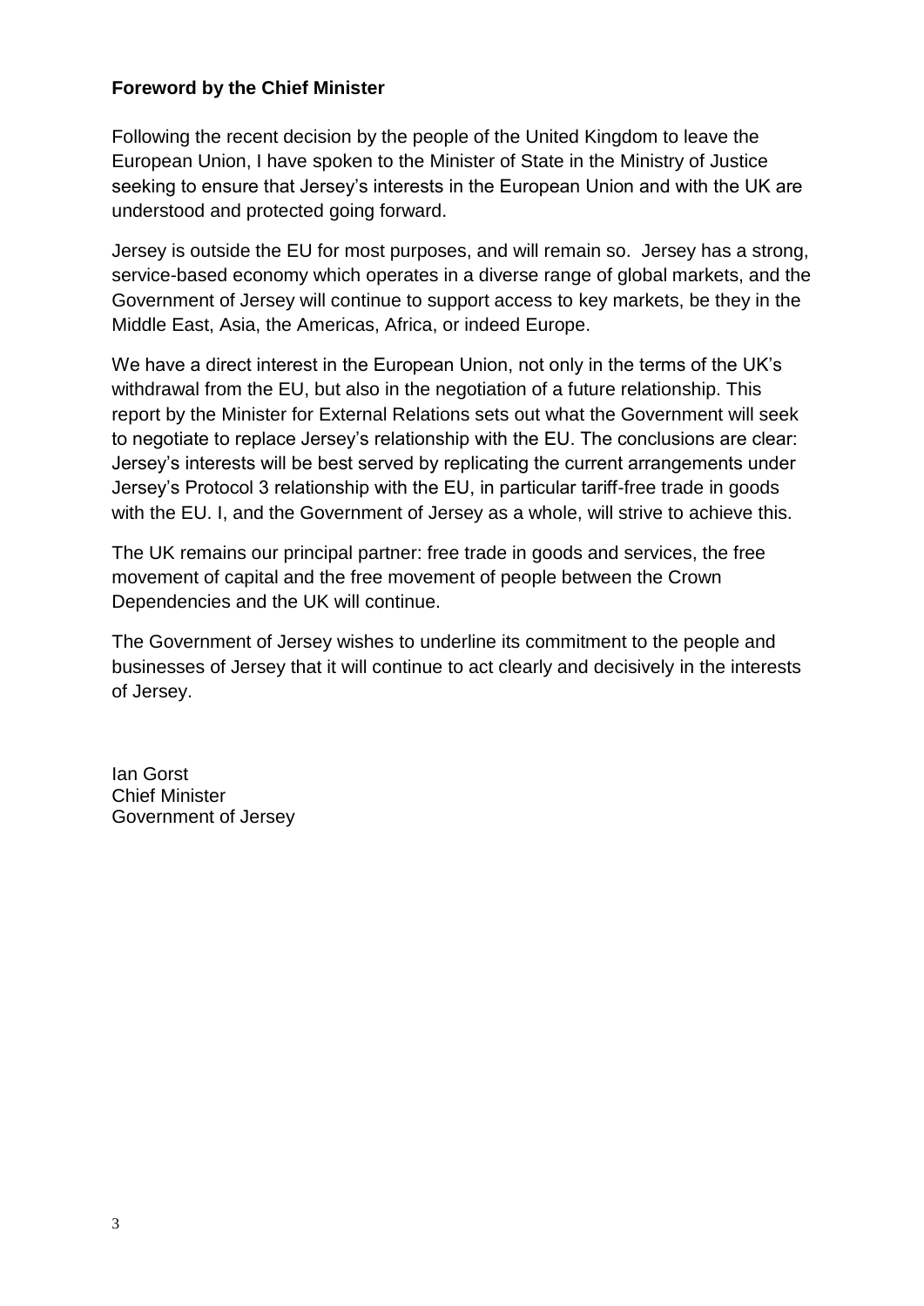**Foreword by the Chief Minister**

Following the recent decision by the people of the United Kingdom to leave the European Union, I have spoken to the Minister of State in the Ministry of Justice seeking to ensure that Jersey's interests in the European Union and with the UK are understood and protected going forward.

Jersey is outside the EU for most purposes, and will remain so. Jersey has a strong, service-based economy which operates in a diverse range of global markets, and the Government of Jersey will continue to support access to key markets, be they in the Middle East, Asia, the Americas, Africa, or indeed Europe.

We have a direct interest in the European Union, not only in the terms of the UK's withdrawal from the EU, but also in the negotiation of a future relationship. This report by the Minister for External Relations sets out what the Government will seek to negotiate to replace Jersey's relationship with the EU. The conclusions are clear: Jersey's interests will be best served by replicating the current arrangements under Jersey's Protocol 3 relationship with the EU, in particular tariff-free trade in goods with the EU. I, and the Government of Jersey as a whole, will strive to achieve this.

The UK remains our principal partner: free trade in goods and services, the free movement of capital and the free movement of people between the Crown Dependencies and the UK will continue.

The Government of Jersey wishes to underline its commitment to the people and businesses of Jersey that it will continue to act clearly and decisively in the interests of Jersey.

Ian Gorst
Chief Minister
Government of Jersey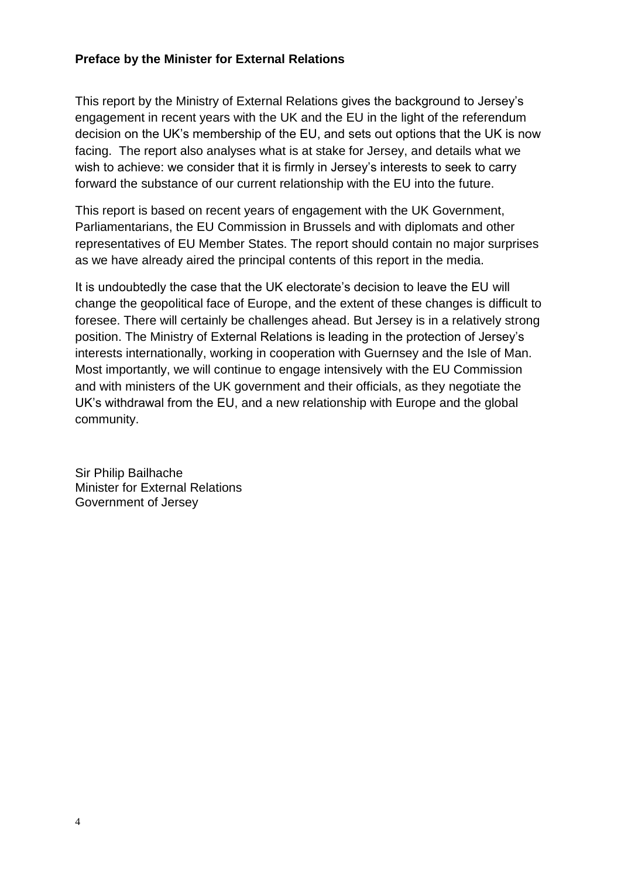**Preface by the Minister for External Relations**

This report by the Ministry of External Relations gives the background to Jersey's engagement in recent years with the UK and the EU in the light of the referendum decision on the UK's membership of the EU, and sets out options that the UK is now facing. The report also analyses what is at stake for Jersey, and details what we wish to achieve: we consider that it is firmly in Jersey's interests to seek to carry forward the substance of our current relationship with the EU into the future.

This report is based on recent years of engagement with the UK Government, Parliamentarians, the EU Commission in Brussels and with diplomats and other representatives of EU Member States. The report should contain no major surprises as we have already aired the principal contents of this report in the media.

It is undoubtedly the case that the UK electorate's decision to leave the EU will change the geopolitical face of Europe, and the extent of these changes is difficult to foresee. There will certainly be challenges ahead. But Jersey is in a relatively strong position. The Ministry of External Relations is leading in the protection of Jersey's interests internationally, working in cooperation with Guernsey and the Isle of Man. Most importantly, we will continue to engage intensively with the EU Commission and with ministers of the UK government and their officials, as they negotiate the UK's withdrawal from the EU, and a new relationship with Europe and the global community.

Sir Philip Bailhache
Minister for External Relations
Government of Jersey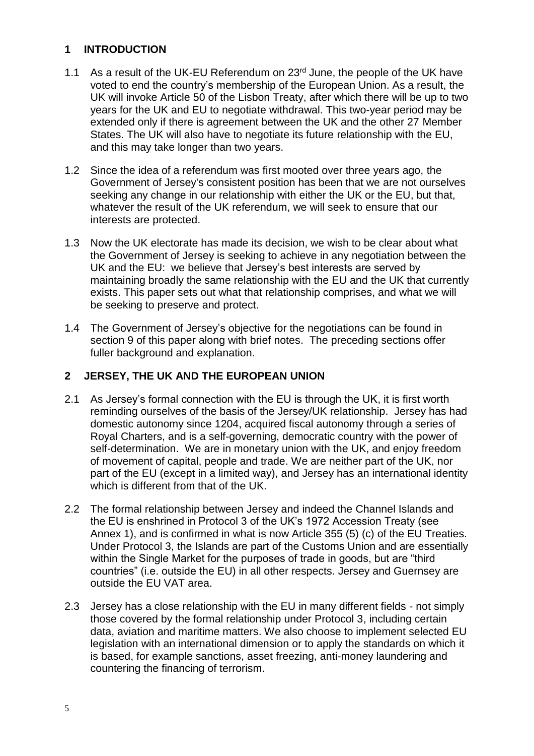## 1 INTRODUCTION

1.1 As a result of the UK-EU Referendum on 23rd June, the people of the UK have voted to end the country's membership of the European Union. As a result, the UK will invoke Article 50 of the Lisbon Treaty, after which there will be up to two years for the UK and EU to negotiate withdrawal. This two-year period may be extended only if there is agreement between the UK and the other 27 Member States. The UK will also have to negotiate its future relationship with the EU, and this may take longer than two years.

1.2 Since the idea of a referendum was first mooted over three years ago, the Government of Jersey's consistent position has been that we are not ourselves seeking any change in our relationship with either the UK or the EU, but that, whatever the result of the UK referendum, we will seek to ensure that our interests are protected.

1.3 Now the UK electorate has made its decision, we wish to be clear about what the Government of Jersey is seeking to achieve in any negotiation between the UK and the EU: we believe that Jersey's best interests are served by maintaining broadly the same relationship with the EU and the UK that currently exists. This paper sets out what that relationship comprises, and what we will be seeking to preserve and protect.

1.4 The Government of Jersey's objective for the negotiations can be found in section 9 of this paper along with brief notes. The preceding sections offer fuller background and explanation.

## 2 JERSEY, THE UK AND THE EUROPEAN UNION

2.1 As Jersey's formal connection with the EU is through the UK, it is first worth reminding ourselves of the basis of the Jersey/UK relationship. Jersey has had domestic autonomy since 1204, acquired fiscal autonomy through a series of Royal Charters, and is a self-governing, democratic country with the power of self-determination. We are in monetary union with the UK, and enjoy freedom of movement of capital, people and trade. We are neither part of the UK, nor part of the EU (except in a limited way), and Jersey has an international identity which is different from that of the UK.

2.2 The formal relationship between Jersey and indeed the Channel Islands and the EU is enshrined in Protocol 3 of the UK's 1972 Accession Treaty (see Annex 1), and is confirmed in what is now Article 355 (5) (c) of the EU Treaties. Under Protocol 3, the Islands are part of the Customs Union and are essentially within the Single Market for the purposes of trade in goods, but are "third countries" (i.e. outside the EU) in all other respects. Jersey and Guernsey are outside the EU VAT area.

2.3 Jersey has a close relationship with the EU in many different fields - not simply those covered by the formal relationship under Protocol 3, including certain data, aviation and maritime matters. We also choose to implement selected EU legislation with an international dimension or to apply the standards on which it is based, for example sanctions, asset freezing, anti-money laundering and countering the financing of terrorism.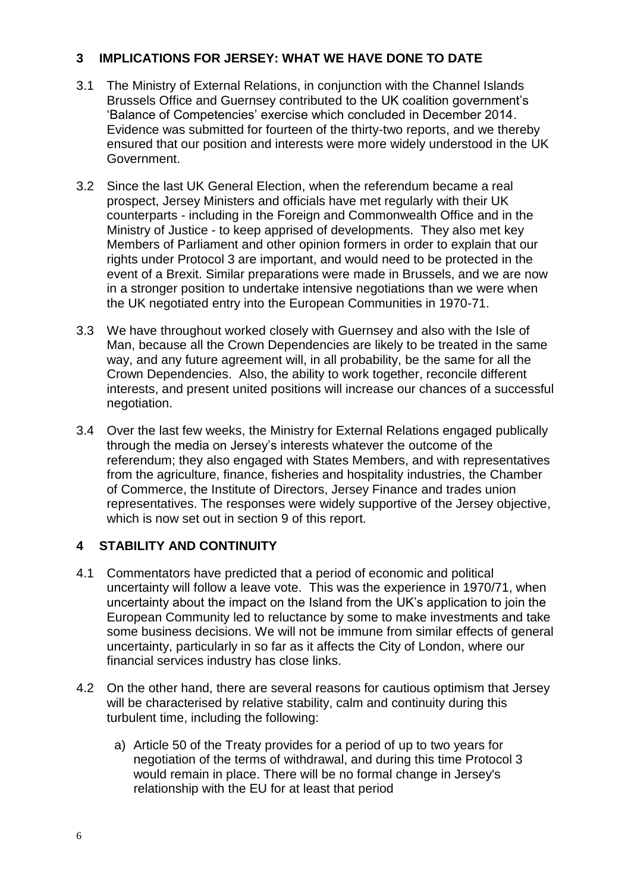## 3 IMPLICATIONS FOR JERSEY: WHAT WE HAVE DONE TO DATE

3.1 The Ministry of External Relations, in conjunction with the Channel Islands Brussels Office and Guernsey contributed to the UK coalition government's 'Balance of Competencies' exercise which concluded in December 2014. Evidence was submitted for fourteen of the thirty-two reports, and we thereby ensured that our position and interests were more widely understood in the UK Government.

3.2 Since the last UK General Election, when the referendum became a real prospect, Jersey Ministers and officials have met regularly with their UK counterparts - including in the Foreign and Commonwealth Office and in the Ministry of Justice - to keep apprised of developments. They also met key Members of Parliament and other opinion formers in order to explain that our rights under Protocol 3 are important, and would need to be protected in the event of a Brexit. Similar preparations were made in Brussels, and we are now in a stronger position to undertake intensive negotiations than we were when the UK negotiated entry into the European Communities in 1970-71.

3.3 We have throughout worked closely with Guernsey and also with the Isle of Man, because all the Crown Dependencies are likely to be treated in the same way, and any future agreement will, in all probability, be the same for all the Crown Dependencies. Also, the ability to work together, reconcile different interests, and present united positions will increase our chances of a successful negotiation.

3.4 Over the last few weeks, the Ministry for External Relations engaged publically through the media on Jersey's interests whatever the outcome of the referendum; they also engaged with States Members, and with representatives from the agriculture, finance, fisheries and hospitality industries, the Chamber of Commerce, the Institute of Directors, Jersey Finance and trades union representatives. The responses were widely supportive of the Jersey objective, which is now set out in section 9 of this report.

## 4 STABILITY AND CONTINUITY

4.1 Commentators have predicted that a period of economic and political uncertainty will follow a leave vote. This was the experience in 1970/71, when uncertainty about the impact on the Island from the UK's application to join the European Community led to reluctance by some to make investments and take some business decisions. We will not be immune from similar effects of general uncertainty, particularly in so far as it affects the City of London, where our financial services industry has close links.

4.2 On the other hand, there are several reasons for cautious optimism that Jersey will be characterised by relative stability, calm and continuity during this turbulent time, including the following:

a) Article 50 of the Treaty provides for a period of up to two years for negotiation of the terms of withdrawal, and during this time Protocol 3 would remain in place. There will be no formal change in Jersey's relationship with the EU for at least that period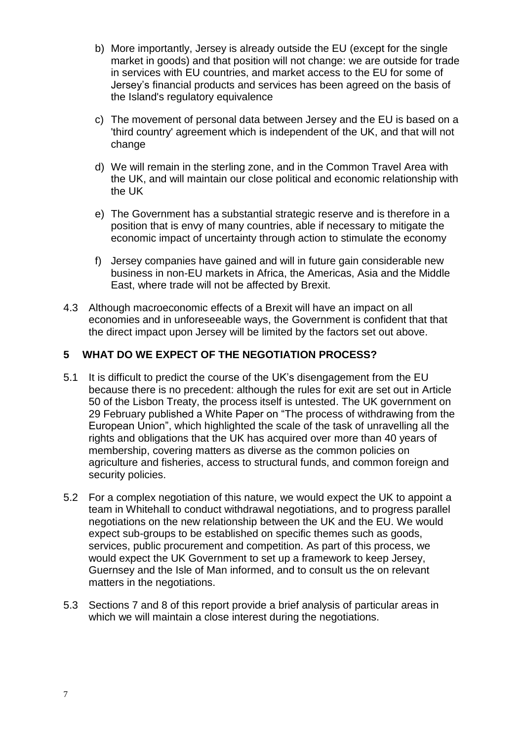b) More importantly, Jersey is already outside the EU (except for the single market in goods) and that position will not change: we are outside for trade in services with EU countries, and market access to the EU for some of Jersey's financial products and services has been agreed on the basis of the Island's regulatory equivalence

c) The movement of personal data between Jersey and the EU is based on a 'third country' agreement which is independent of the UK, and that will not change

d) We will remain in the sterling zone, and in the Common Travel Area with the UK, and will maintain our close political and economic relationship with the UK

e) The Government has a substantial strategic reserve and is therefore in a position that is envy of many countries, able if necessary to mitigate the economic impact of uncertainty through action to stimulate the economy

f) Jersey companies have gained and will in future gain considerable new business in non-EU markets in Africa, the Americas, Asia and the Middle East, where trade will not be affected by Brexit.

4.3 Although macroeconomic effects of a Brexit will have an impact on all economies and in unforeseeable ways, the Government is confident that that the direct impact upon Jersey will be limited by the factors set out above.

## 5 WHAT DO WE EXPECT OF THE NEGOTIATION PROCESS?

5.1 It is difficult to predict the course of the UK's disengagement from the EU because there is no precedent: although the rules for exit are set out in Article 50 of the Lisbon Treaty, the process itself is untested. The UK government on 29 February published a White Paper on "The process of withdrawing from the European Union", which highlighted the scale of the task of unravelling all the rights and obligations that the UK has acquired over more than 40 years of membership, covering matters as diverse as the common policies on agriculture and fisheries, access to structural funds, and common foreign and security policies.

5.2 For a complex negotiation of this nature, we would expect the UK to appoint a team in Whitehall to conduct withdrawal negotiations, and to progress parallel negotiations on the new relationship between the UK and the EU. We would expect sub-groups to be established on specific themes such as goods, services, public procurement and competition. As part of this process, we would expect the UK Government to set up a framework to keep Jersey, Guernsey and the Isle of Man informed, and to consult us the on relevant matters in the negotiations.

5.3 Sections 7 and 8 of this report provide a brief analysis of particular areas in which we will maintain a close interest during the negotiations.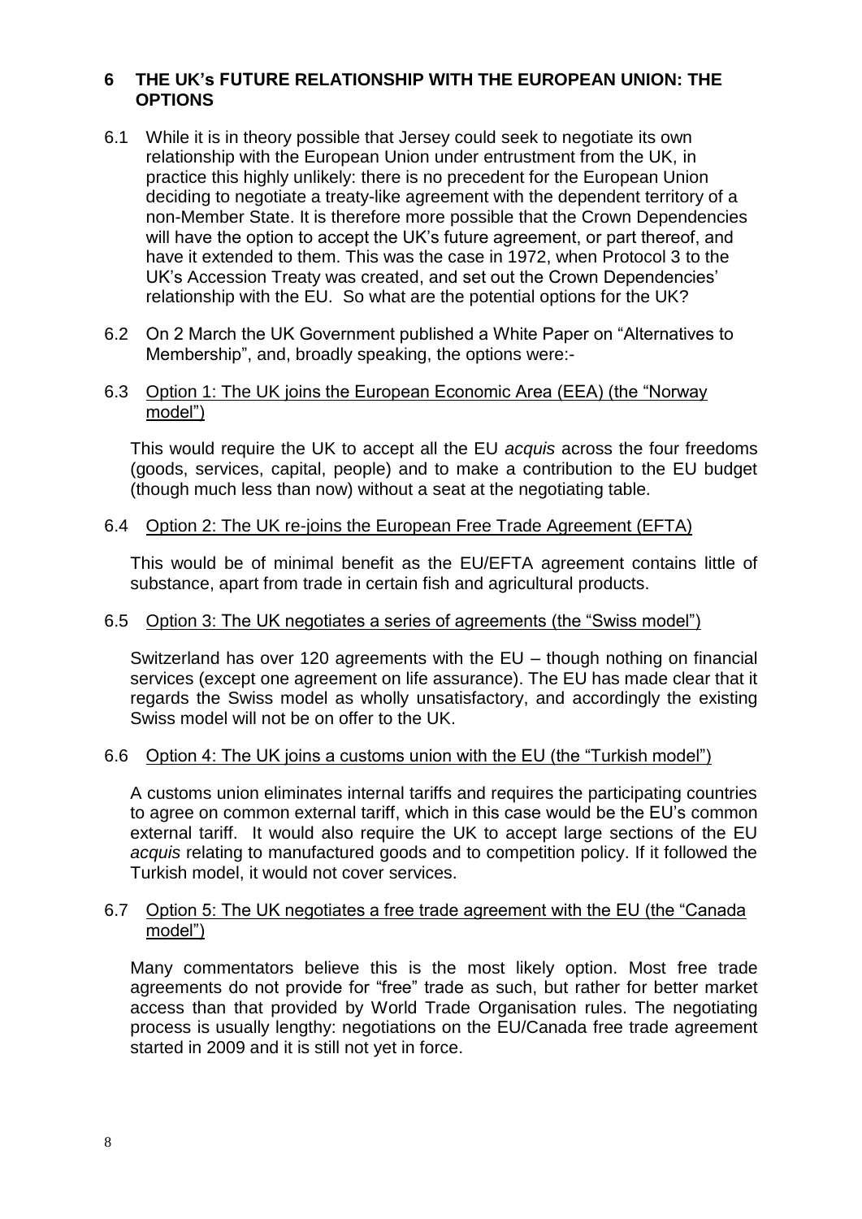## 6 THE UK's FUTURE RELATIONSHIP WITH THE EUROPEAN UNION: THE OPTIONS

6.1 While it is in theory possible that Jersey could seek to negotiate its own relationship with the European Union under entrustment from the UK, in practice this highly unlikely: there is no precedent for the European Union deciding to negotiate a treaty-like agreement with the dependent territory of a non-Member State. It is therefore more possible that the Crown Dependencies will have the option to accept the UK's future agreement, or part thereof, and have it extended to them. This was the case in 1972, when Protocol 3 to the UK's Accession Treaty was created, and set out the Crown Dependencies' relationship with the EU. So what are the potential options for the UK?

6.2 On 2 March the UK Government published a White Paper on "Alternatives to Membership", and, broadly speaking, the options were:-

6.3 <u>Option 1: The UK joins the European Economic Area (EEA) (the "Norway model")</u>

This would require the UK to accept all the EU *acquis* across the four freedoms (goods, services, capital, people) and to make a contribution to the EU budget (though much less than now) without a seat at the negotiating table.

6.4 <u>Option 2: The UK re-joins the European Free Trade Agreement (EFTA)</u>

This would be of minimal benefit as the EU/EFTA agreement contains little of substance, apart from trade in certain fish and agricultural products.

6.5 <u>Option 3: The UK negotiates a series of agreements (the "Swiss model")</u>

Switzerland has over 120 agreements with the EU – though nothing on financial services (except one agreement on life assurance). The EU has made clear that it regards the Swiss model as wholly unsatisfactory, and accordingly the existing Swiss model will not be on offer to the UK.

6.6 <u>Option 4: The UK joins a customs union with the EU (the "Turkish model")</u>

A customs union eliminates internal tariffs and requires the participating countries to agree on common external tariff, which in this case would be the EU's common external tariff. It would also require the UK to accept large sections of the EU *acquis* relating to manufactured goods and to competition policy. If it followed the Turkish model, it would not cover services.

6.7 <u>Option 5: The UK negotiates a free trade agreement with the EU (the "Canada model")</u>

Many commentators believe this is the most likely option. Most free trade agreements do not provide for "free" trade as such, but rather for better market access than that provided by World Trade Organisation rules. The negotiating process is usually lengthy: negotiations on the EU/Canada free trade agreement started in 2009 and it is still not yet in force.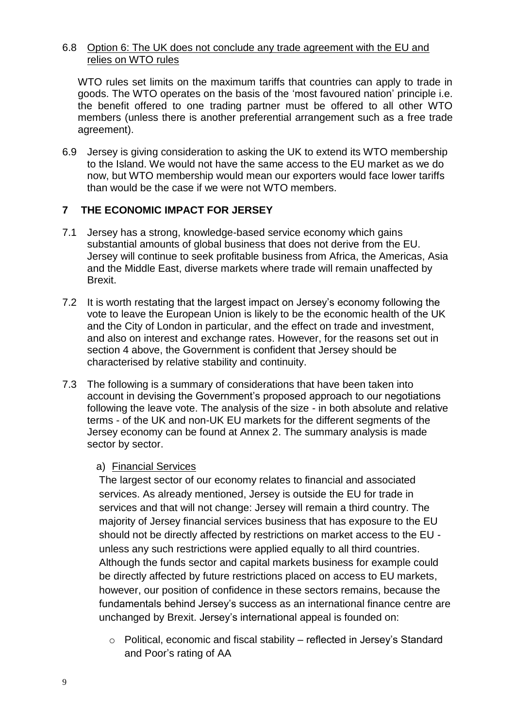6.8 Option 6: The UK does not conclude any trade agreement with the EU and relies on WTO rules

WTO rules set limits on the maximum tariffs that countries can apply to trade in goods. The WTO operates on the basis of the 'most favoured nation' principle i.e. the benefit offered to one trading partner must be offered to all other WTO members (unless there is another preferential arrangement such as a free trade agreement).

6.9 Jersey is giving consideration to asking the UK to extend its WTO membership to the Island. We would not have the same access to the EU market as we do now, but WTO membership would mean our exporters would face lower tariffs than would be the case if we were not WTO members.

## 7 THE ECONOMIC IMPACT FOR JERSEY

7.1 Jersey has a strong, knowledge-based service economy which gains substantial amounts of global business that does not derive from the EU. Jersey will continue to seek profitable business from Africa, the Americas, Asia and the Middle East, diverse markets where trade will remain unaffected by Brexit.

7.2 It is worth restating that the largest impact on Jersey's economy following the vote to leave the European Union is likely to be the economic health of the UK and the City of London in particular, and the effect on trade and investment, and also on interest and exchange rates. However, for the reasons set out in section 4 above, the Government is confident that Jersey should be characterised by relative stability and continuity.

7.3 The following is a summary of considerations that have been taken into account in devising the Government's proposed approach to our negotiations following the leave vote. The analysis of the size - in both absolute and relative terms - of the UK and non-UK EU markets for the different segments of the Jersey economy can be found at Annex 2. The summary analysis is made sector by sector.

a) Financial Services

The largest sector of our economy relates to financial and associated services. As already mentioned, Jersey is outside the EU for trade in services and that will not change: Jersey will remain a third country. The majority of Jersey financial services business that has exposure to the EU should not be directly affected by restrictions on market access to the EU - unless any such restrictions were applied equally to all third countries. Although the funds sector and capital markets business for example could be directly affected by future restrictions placed on access to EU markets, however, our position of confidence in these sectors remains, because the fundamentals behind Jersey's success as an international finance centre are unchanged by Brexit. Jersey's international appeal is founded on:

- Political, economic and fiscal stability – reflected in Jersey's Standard and Poor's rating of AA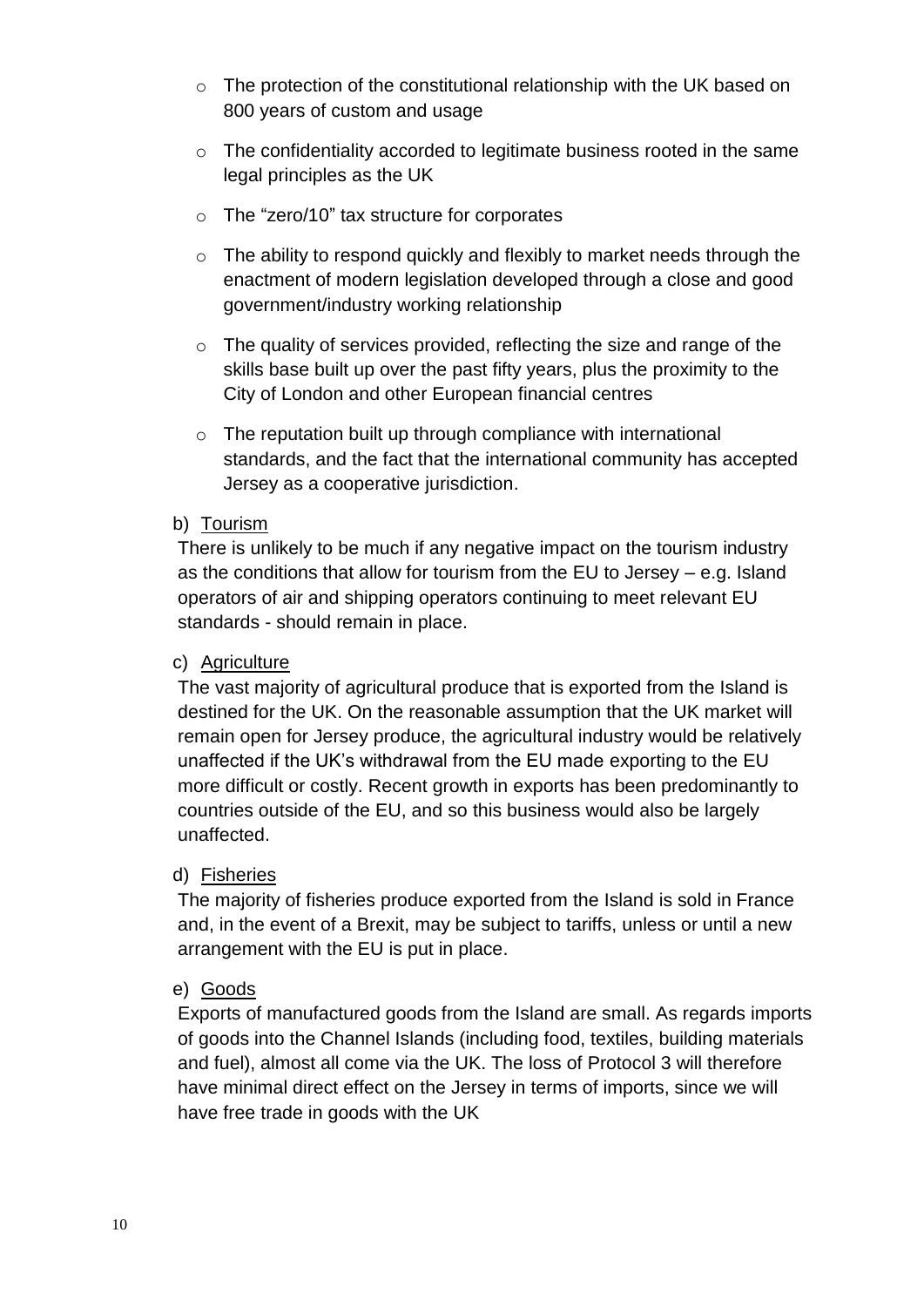- The protection of the constitutional relationship with the UK based on 800 years of custom and usage
- The confidentiality accorded to legitimate business rooted in the same legal principles as the UK
- The "zero/10" tax structure for corporates
- The ability to respond quickly and flexibly to market needs through the enactment of modern legislation developed through a close and good government/industry working relationship
- The quality of services provided, reflecting the size and range of the skills base built up over the past fifty years, plus the proximity to the City of London and other European financial centres
- The reputation built up through compliance with international standards, and the fact that the international community has accepted Jersey as a cooperative jurisdiction.

b) Tourism

There is unlikely to be much if any negative impact on the tourism industry as the conditions that allow for tourism from the EU to Jersey – e.g. Island operators of air and shipping operators continuing to meet relevant EU standards - should remain in place.

c) Agriculture

The vast majority of agricultural produce that is exported from the Island is destined for the UK. On the reasonable assumption that the UK market will remain open for Jersey produce, the agricultural industry would be relatively unaffected if the UK's withdrawal from the EU made exporting to the EU more difficult or costly. Recent growth in exports has been predominantly to countries outside of the EU, and so this business would also be largely unaffected.

d) Fisheries

The majority of fisheries produce exported from the Island is sold in France and, in the event of a Brexit, may be subject to tariffs, unless or until a new arrangement with the EU is put in place.

e) Goods

Exports of manufactured goods from the Island are small. As regards imports of goods into the Channel Islands (including food, textiles, building materials and fuel), almost all come via the UK. The loss of Protocol 3 will therefore have minimal direct effect on the Jersey in terms of imports, since we will have free trade in goods with the UK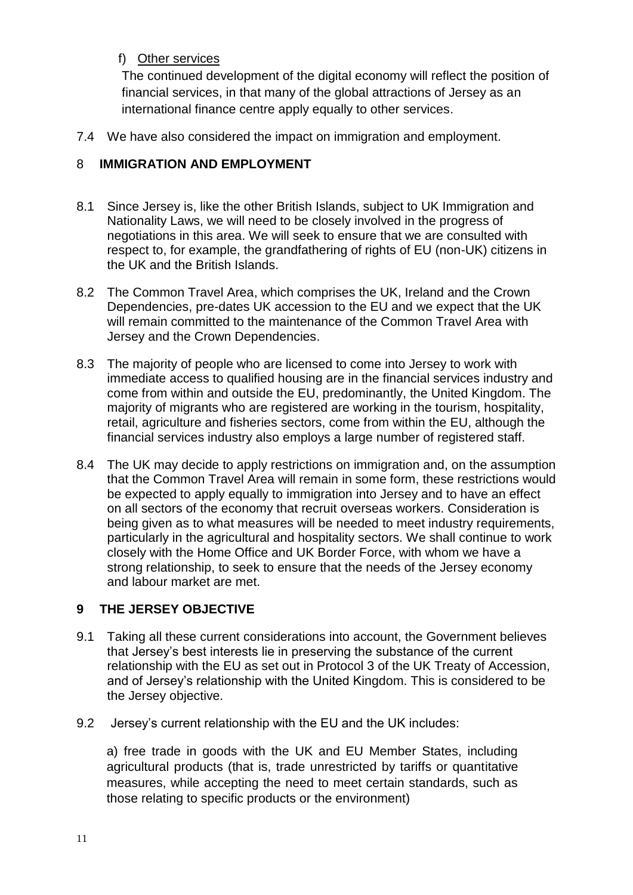f) Other services

The continued development of the digital economy will reflect the position of financial services, in that many of the global attractions of Jersey as an international finance centre apply equally to other services.

7.4 We have also considered the impact on immigration and employment.

## 8 IMMIGRATION AND EMPLOYMENT

8.1 Since Jersey is, like the other British Islands, subject to UK Immigration and Nationality Laws, we will need to be closely involved in the progress of negotiations in this area. We will seek to ensure that we are consulted with respect to, for example, the grandfathering of rights of EU (non-UK) citizens in the UK and the British Islands.

8.2 The Common Travel Area, which comprises the UK, Ireland and the Crown Dependencies, pre-dates UK accession to the EU and we expect that the UK will remain committed to the maintenance of the Common Travel Area with Jersey and the Crown Dependencies.

8.3 The majority of people who are licensed to come into Jersey to work with immediate access to qualified housing are in the financial services industry and come from within and outside the EU, predominantly, the United Kingdom. The majority of migrants who are registered are working in the tourism, hospitality, retail, agriculture and fisheries sectors, come from within the EU, although the financial services industry also employs a large number of registered staff.

8.4 The UK may decide to apply restrictions on immigration and, on the assumption that the Common Travel Area will remain in some form, these restrictions would be expected to apply equally to immigration into Jersey and to have an effect on all sectors of the economy that recruit overseas workers. Consideration is being given as to what measures will be needed to meet industry requirements, particularly in the agricultural and hospitality sectors. We shall continue to work closely with the Home Office and UK Border Force, with whom we have a strong relationship, to seek to ensure that the needs of the Jersey economy and labour market are met.

## 9 THE JERSEY OBJECTIVE

9.1 Taking all these current considerations into account, the Government believes that Jersey's best interests lie in preserving the substance of the current relationship with the EU as set out in Protocol 3 of the UK Treaty of Accession, and of Jersey's relationship with the United Kingdom. This is considered to be the Jersey objective.

9.2 Jersey's current relationship with the EU and the UK includes:

a) free trade in goods with the UK and EU Member States, including agricultural products (that is, trade unrestricted by tariffs or quantitative measures, while accepting the need to meet certain standards, such as those relating to specific products or the environment)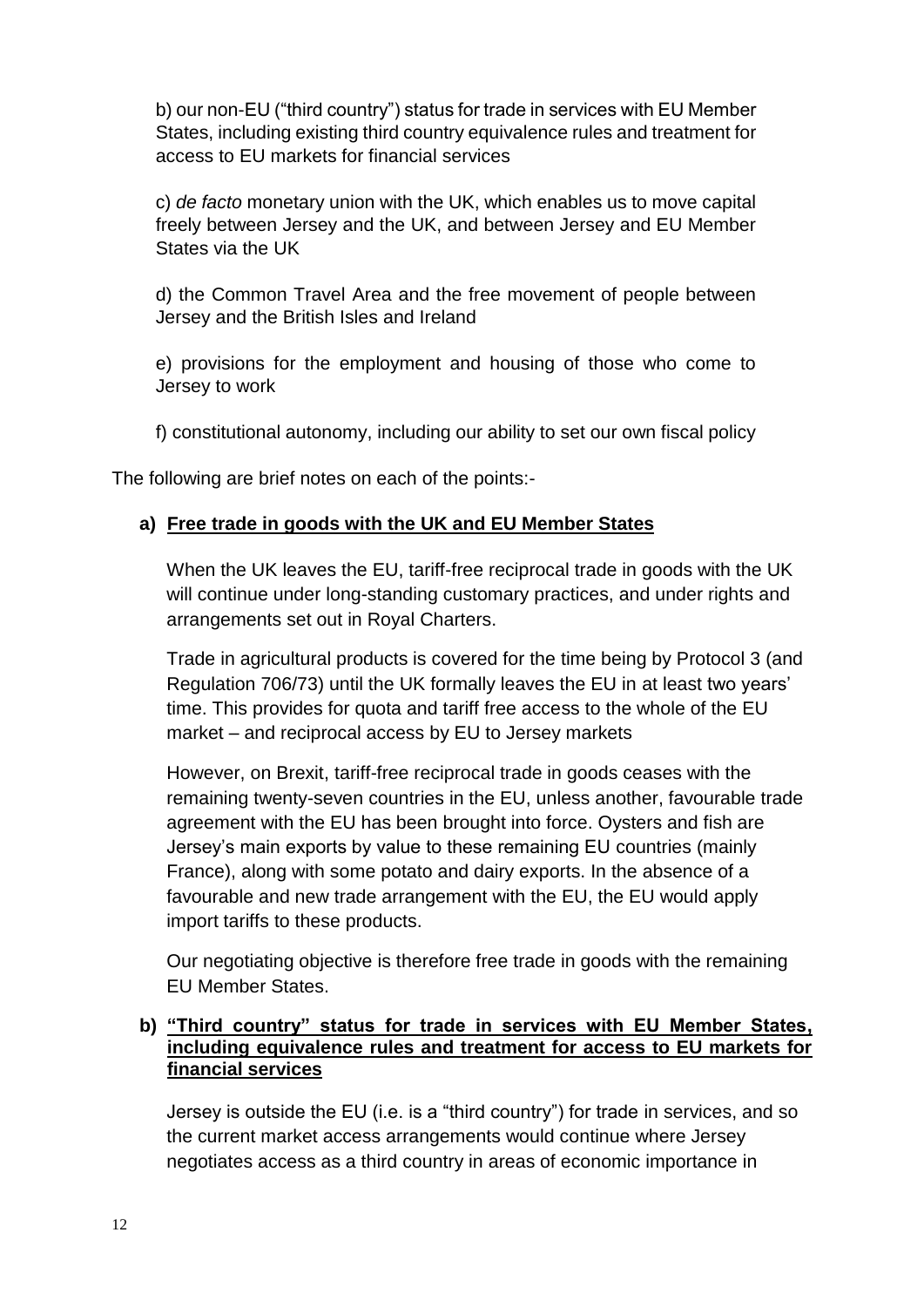b) our non-EU ("third country") status for trade in services with EU Member States, including existing third country equivalence rules and treatment for access to EU markets for financial services

c) *de facto* monetary union with the UK, which enables us to move capital freely between Jersey and the UK, and between Jersey and EU Member States via the UK

d) the Common Travel Area and the free movement of people between Jersey and the British Isles and Ireland

e) provisions for the employment and housing of those who come to Jersey to work

f) constitutional autonomy, including our ability to set our own fiscal policy

The following are brief notes on each of the points:-

**a) <u>Free trade in goods with the UK and EU Member States</u>**

When the UK leaves the EU, tariff-free reciprocal trade in goods with the UK will continue under long-standing customary practices, and under rights and arrangements set out in Royal Charters.

Trade in agricultural products is covered for the time being by Protocol 3 (and Regulation 706/73) until the UK formally leaves the EU in at least two years' time. This provides for quota and tariff free access to the whole of the EU market – and reciprocal access by EU to Jersey markets

However, on Brexit, tariff-free reciprocal trade in goods ceases with the remaining twenty-seven countries in the EU, unless another, favourable trade agreement with the EU has been brought into force. Oysters and fish are Jersey's main exports by value to these remaining EU countries (mainly France), along with some potato and dairy exports. In the absence of a favourable and new trade arrangement with the EU, the EU would apply import tariffs to these products.

Our negotiating objective is therefore free trade in goods with the remaining EU Member States.

**b) <u>"Third country" status for trade in services with EU Member States, including equivalence rules and treatment for access to EU markets for financial services</u>**

Jersey is outside the EU (i.e. is a "third country") for trade in services, and so the current market access arrangements would continue where Jersey negotiates access as a third country in areas of economic importance in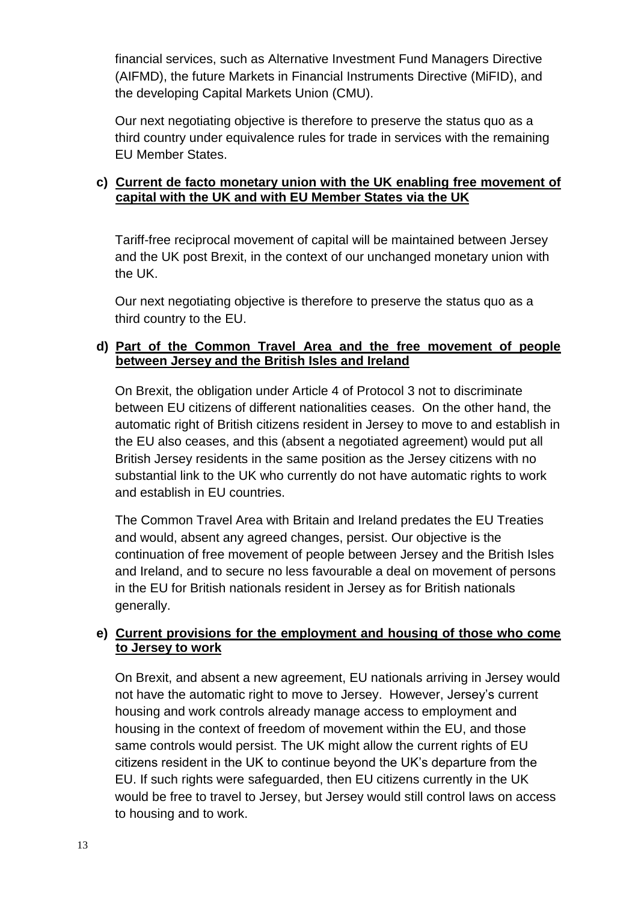financial services, such as Alternative Investment Fund Managers Directive (AIFMD), the future Markets in Financial Instruments Directive (MiFID), and the developing Capital Markets Union (CMU).

Our next negotiating objective is therefore to preserve the status quo as a third country under equivalence rules for trade in services with the remaining EU Member States.

**c) <u>Current de facto monetary union with the UK enabling free movement of capital with the UK and with EU Member States via the UK</u>**

Tariff-free reciprocal movement of capital will be maintained between Jersey and the UK post Brexit, in the context of our unchanged monetary union with the UK.

Our next negotiating objective is therefore to preserve the status quo as a third country to the EU.

**d) <u>Part of the Common Travel Area and the free movement of people between Jersey and the British Isles and Ireland</u>**

On Brexit, the obligation under Article 4 of Protocol 3 not to discriminate between EU citizens of different nationalities ceases. On the other hand, the automatic right of British citizens resident in Jersey to move to and establish in the EU also ceases, and this (absent a negotiated agreement) would put all British Jersey residents in the same position as the Jersey citizens with no substantial link to the UK who currently do not have automatic rights to work and establish in EU countries.

The Common Travel Area with Britain and Ireland predates the EU Treaties and would, absent any agreed changes, persist. Our objective is the continuation of free movement of people between Jersey and the British Isles and Ireland, and to secure no less favourable a deal on movement of persons in the EU for British nationals resident in Jersey as for British nationals generally.

**e) <u>Current provisions for the employment and housing of those who come to Jersey to work</u>**

On Brexit, and absent a new agreement, EU nationals arriving in Jersey would not have the automatic right to move to Jersey. However, Jersey's current housing and work controls already manage access to employment and housing in the context of freedom of movement within the EU, and those same controls would persist. The UK might allow the current rights of EU citizens resident in the UK to continue beyond the UK's departure from the EU. If such rights were safeguarded, then EU citizens currently in the UK would be free to travel to Jersey, but Jersey would still control laws on access to housing and to work.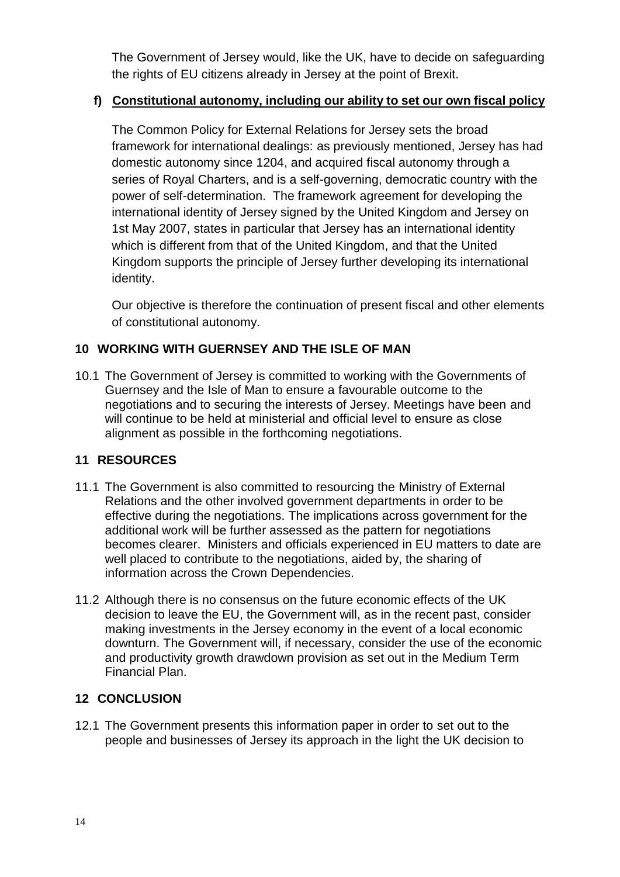The Government of Jersey would, like the UK, have to decide on safeguarding the rights of EU citizens already in Jersey at the point of Brexit.

**f) Constitutional autonomy, including our ability to set our own fiscal policy**

The Common Policy for External Relations for Jersey sets the broad framework for international dealings: as previously mentioned, Jersey has had domestic autonomy since 1204, and acquired fiscal autonomy through a series of Royal Charters, and is a self-governing, democratic country with the power of self-determination. The framework agreement for developing the international identity of Jersey signed by the United Kingdom and Jersey on 1st May 2007, states in particular that Jersey has an international identity which is different from that of the United Kingdom, and that the United Kingdom supports the principle of Jersey further developing its international identity.

Our objective is therefore the continuation of present fiscal and other elements of constitutional autonomy.

## 10 WORKING WITH GUERNSEY AND THE ISLE OF MAN

10.1 The Government of Jersey is committed to working with the Governments of Guernsey and the Isle of Man to ensure a favourable outcome to the negotiations and to securing the interests of Jersey. Meetings have been and will continue to be held at ministerial and official level to ensure as close alignment as possible in the forthcoming negotiations.

## 11 RESOURCES

11.1 The Government is also committed to resourcing the Ministry of External Relations and the other involved government departments in order to be effective during the negotiations. The implications across government for the additional work will be further assessed as the pattern for negotiations becomes clearer. Ministers and officials experienced in EU matters to date are well placed to contribute to the negotiations, aided by, the sharing of information across the Crown Dependencies.

11.2 Although there is no consensus on the future economic effects of the UK decision to leave the EU, the Government will, as in the recent past, consider making investments in the Jersey economy in the event of a local economic downturn. The Government will, if necessary, consider the use of the economic and productivity growth drawdown provision as set out in the Medium Term Financial Plan.

## 12 CONCLUSION

12.1 The Government presents this information paper in order to set out to the people and businesses of Jersey its approach in the light the UK decision to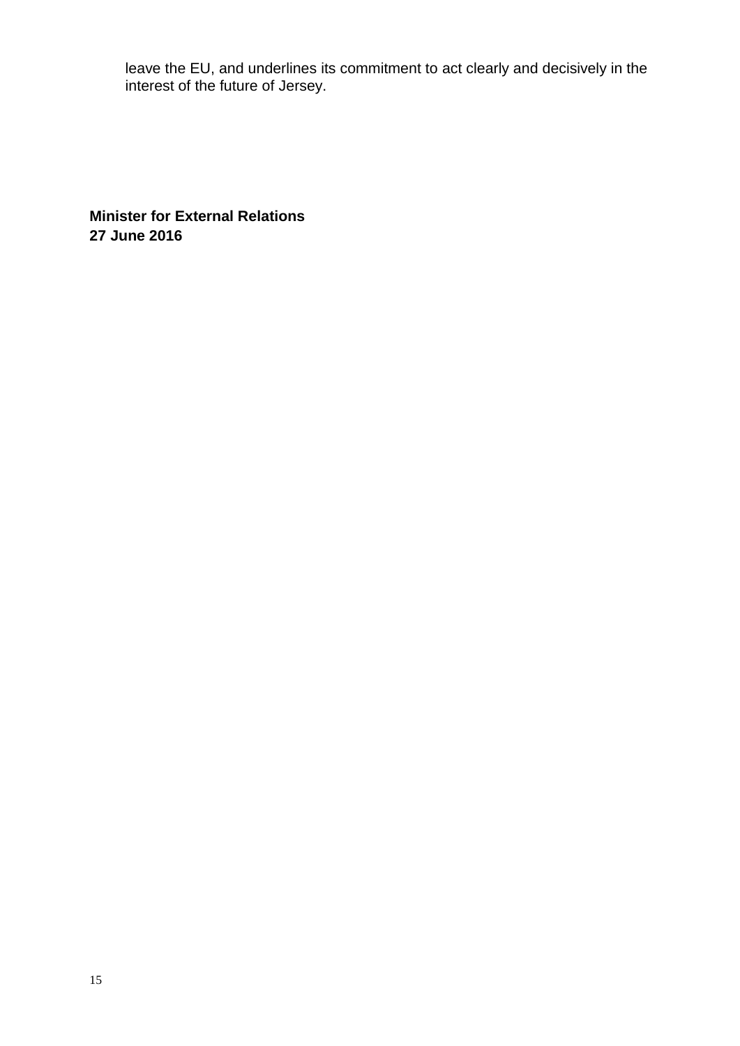leave the EU, and underlines its commitment to act clearly and decisively in the interest of the future of Jersey.

**Minister for External Relations**
**27 June 2016**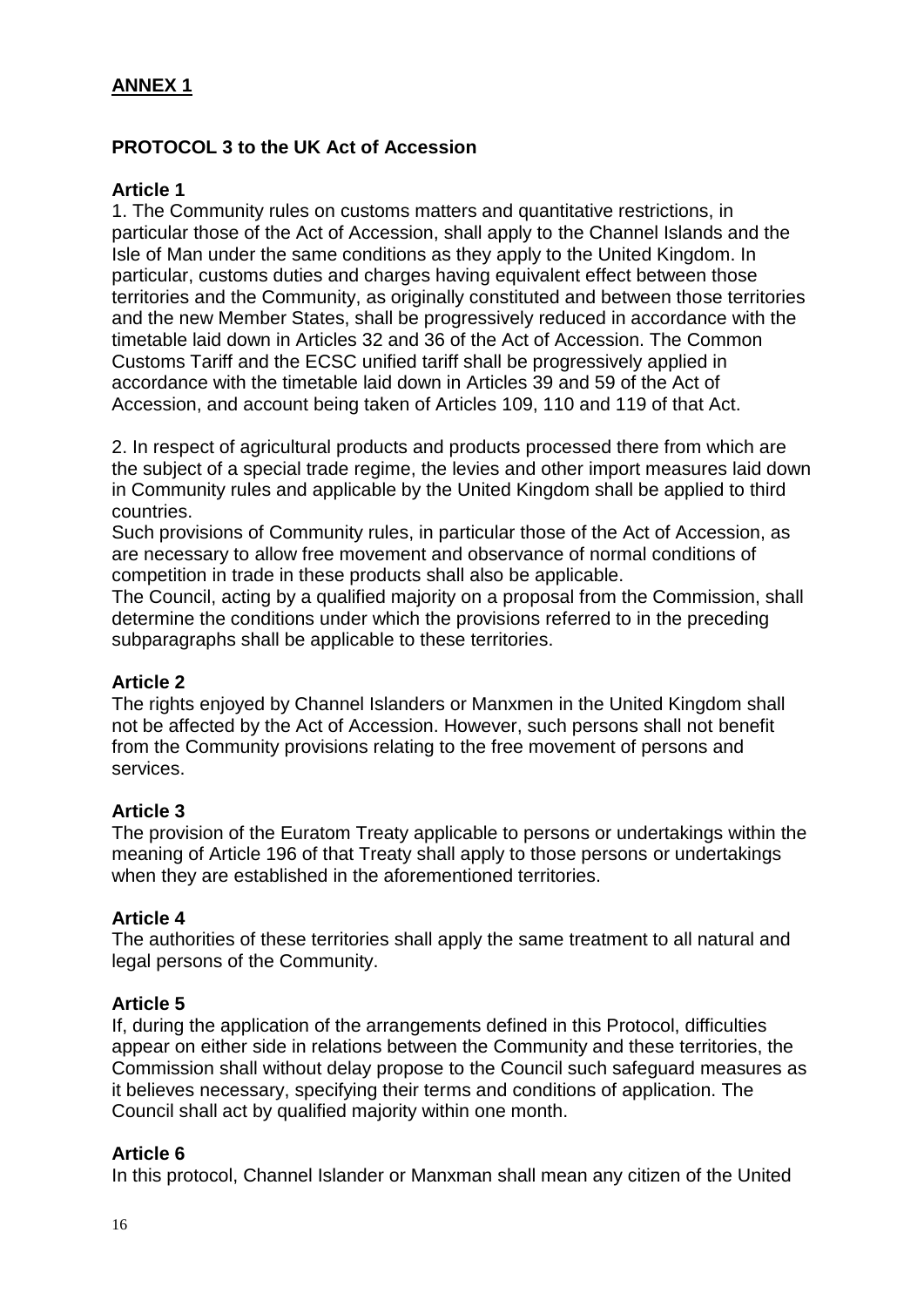**ANNEX 1**

**PROTOCOL 3 to the UK Act of Accession**

**Article 1**

1. The Community rules on customs matters and quantitative restrictions, in particular those of the Act of Accession, shall apply to the Channel Islands and the Isle of Man under the same conditions as they apply to the United Kingdom. In particular, customs duties and charges having equivalent effect between those territories and the Community, as originally constituted and between those territories and the new Member States, shall be progressively reduced in accordance with the timetable laid down in Articles 32 and 36 of the Act of Accession. The Common Customs Tariff and the ECSC unified tariff shall be progressively applied in accordance with the timetable laid down in Articles 39 and 59 of the Act of Accession, and account being taken of Articles 109, 110 and 119 of that Act.

2. In respect of agricultural products and products processed there from which are the subject of a special trade regime, the levies and other import measures laid down in Community rules and applicable by the United Kingdom shall be applied to third countries.

Such provisions of Community rules, in particular those of the Act of Accession, as are necessary to allow free movement and observance of normal conditions of competition in trade in these products shall also be applicable.

The Council, acting by a qualified majority on a proposal from the Commission, shall determine the conditions under which the provisions referred to in the preceding subparagraphs shall be applicable to these territories.

**Article 2**

The rights enjoyed by Channel Islanders or Manxmen in the United Kingdom shall not be affected by the Act of Accession. However, such persons shall not benefit from the Community provisions relating to the free movement of persons and services.

**Article 3**

The provision of the Euratom Treaty applicable to persons or undertakings within the meaning of Article 196 of that Treaty shall apply to those persons or undertakings when they are established in the aforementioned territories.

**Article 4**

The authorities of these territories shall apply the same treatment to all natural and legal persons of the Community.

**Article 5**

If, during the application of the arrangements defined in this Protocol, difficulties appear on either side in relations between the Community and these territories, the Commission shall without delay propose to the Council such safeguard measures as it believes necessary, specifying their terms and conditions of application. The Council shall act by qualified majority within one month.

**Article 6**

In this protocol, Channel Islander or Manxman shall mean any citizen of the United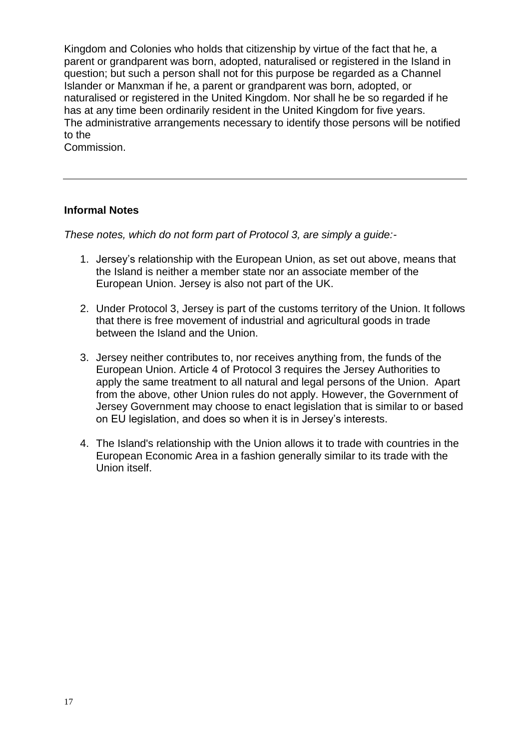Kingdom and Colonies who holds that citizenship by virtue of the fact that he, a parent or grandparent was born, adopted, naturalised or registered in the Island in question; but such a person shall not for this purpose be regarded as a Channel Islander or Manxman if he, a parent or grandparent was born, adopted, or naturalised or registered in the United Kingdom. Nor shall he be so regarded if he has at any time been ordinarily resident in the United Kingdom for five years.
The administrative arrangements necessary to identify those persons will be notified to the
Commission.

---

**Informal Notes**

*These notes, which do not form part of Protocol 3, are simply a guide:-*

1. Jersey's relationship with the European Union, as set out above, means that the Island is neither a member state nor an associate member of the European Union. Jersey is also not part of the UK.

2. Under Protocol 3, Jersey is part of the customs territory of the Union. It follows that there is free movement of industrial and agricultural goods in trade between the Island and the Union.

3. Jersey neither contributes to, nor receives anything from, the funds of the European Union. Article 4 of Protocol 3 requires the Jersey Authorities to apply the same treatment to all natural and legal persons of the Union. Apart from the above, other Union rules do not apply. However, the Government of Jersey Government may choose to enact legislation that is similar to or based on EU legislation, and does so when it is in Jersey's interests.

4. The Island's relationship with the Union allows it to trade with countries in the European Economic Area in a fashion generally similar to its trade with the Union itself.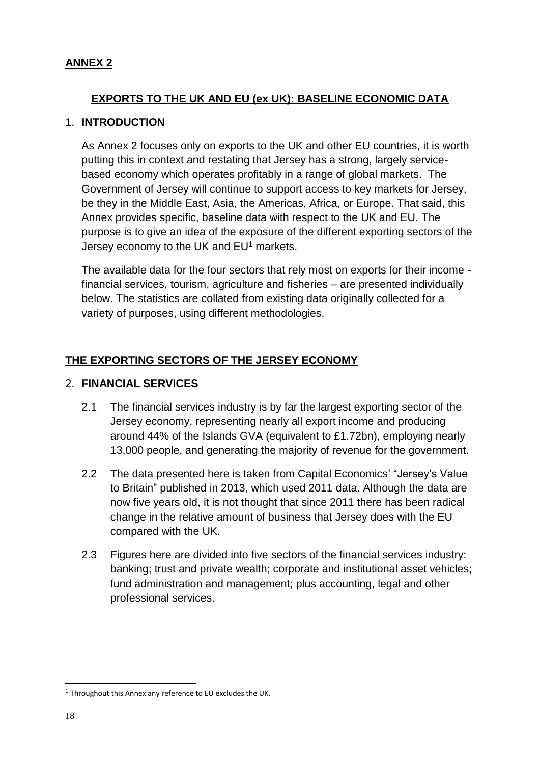**ANNEX 2**

## EXPORTS TO THE UK AND EU (ex UK): BASELINE ECONOMIC DATA

### 1. INTRODUCTION

As Annex 2 focuses only on exports to the UK and other EU countries, it is worth putting this in context and restating that Jersey has a strong, largely service-based economy which operates profitably in a range of global markets. The Government of Jersey will continue to support access to key markets for Jersey, be they in the Middle East, Asia, the Americas, Africa, or Europe. That said, this Annex provides specific, baseline data with respect to the UK and EU. The purpose is to give an idea of the exposure of the different exporting sectors of the Jersey economy to the UK and EU[1] markets.

The available data for the four sectors that rely most on exports for their income - financial services, tourism, agriculture and fisheries – are presented individually below. The statistics are collated from existing data originally collected for a variety of purposes, using different methodologies.

## THE EXPORTING SECTORS OF THE JERSEY ECONOMY

### 2. FINANCIAL SERVICES

2.1 The financial services industry is by far the largest exporting sector of the Jersey economy, representing nearly all export income and producing around 44% of the Islands GVA (equivalent to £1.72bn), employing nearly 13,000 people, and generating the majority of revenue for the government.

2.2 The data presented here is taken from Capital Economics' "Jersey's Value to Britain" published in 2013, which used 2011 data. Although the data are now five years old, it is not thought that since 2011 there has been radical change in the relative amount of business that Jersey does with the EU compared with the UK.

2.3 Figures here are divided into five sectors of the financial services industry: banking; trust and private wealth; corporate and institutional asset vehicles; fund administration and management; plus accounting, legal and other professional services.

[1] Throughout this Annex any reference to EU excludes the UK.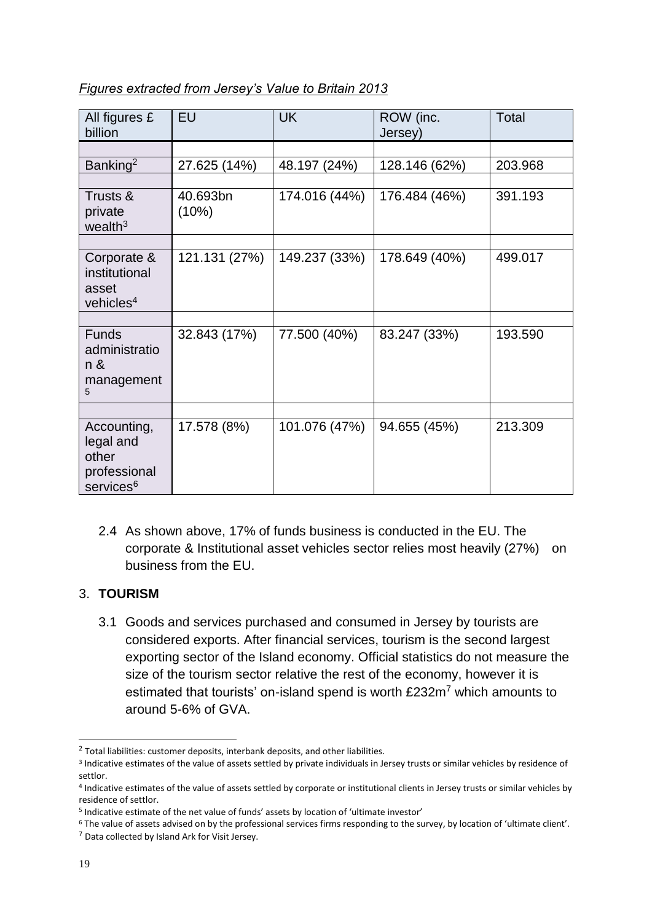*Figures extracted from Jersey's Value to Britain 2013*

| All figures £ billion | EU | UK | ROW (inc. Jersey) | Total |
|---|---|---|---|---|
| Banking[2] | 27.625 (14%) | 48.197 (24%) | 128.146 (62%) | 203.968 |
| Trusts & private wealth[3] | 40.693bn (10%) | 174.016 (44%) | 176.484 (46%) | 391.193 |
| Corporate & institutional asset vehicles[4] | 121.131 (27%) | 149.237 (33%) | 178.649 (40%) | 499.017 |
| Funds administration & management[5] | 32.843 (17%) | 77.500 (40%) | 83.247 (33%) | 193.590 |
| Accounting, legal and other professional services[6] | 17.578 (8%) | 101.076 (47%) | 94.655 (45%) | 213.309 |

2.4 As shown above, 17% of funds business is conducted in the EU. The corporate & Institutional asset vehicles sector relies most heavily (27%) on business from the EU.

## 3. TOURISM

3.1 Goods and services purchased and consumed in Jersey by tourists are considered exports. After financial services, tourism is the second largest exporting sector of the Island economy. Official statistics do not measure the size of the tourism sector relative the rest of the economy, however it is estimated that tourists' on-island spend is worth £232m[7] which amounts to around 5-6% of GVA.

---

[2] Total liabilities: customer deposits, interbank deposits, and other liabilities.

[3] Indicative estimates of the value of assets settled by private individuals in Jersey trusts or similar vehicles by residence of settlor.

[4] Indicative estimates of the value of assets settled by corporate or institutional clients in Jersey trusts or similar vehicles by residence of settlor.

[5] Indicative estimate of the net value of funds' assets by location of 'ultimate investor'

[6] The value of assets advised on by the professional services firms responding to the survey, by location of 'ultimate client'.

[7] Data collected by Island Ark for Visit Jersey.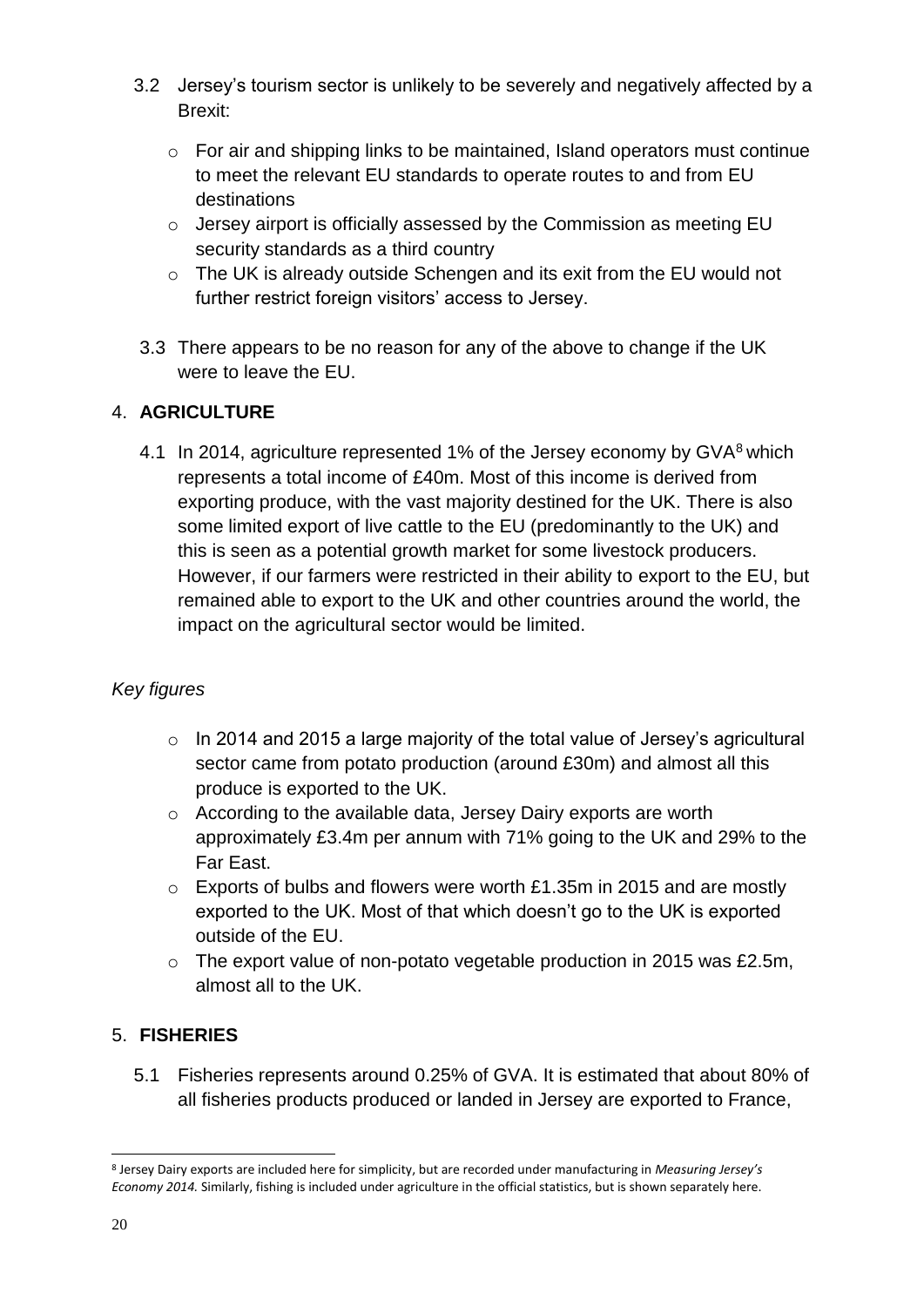3.2 Jersey's tourism sector is unlikely to be severely and negatively affected by a Brexit:

- For air and shipping links to be maintained, Island operators must continue to meet the relevant EU standards to operate routes to and from EU destinations
- Jersey airport is officially assessed by the Commission as meeting EU security standards as a third country
- The UK is already outside Schengen and its exit from the EU would not further restrict foreign visitors' access to Jersey.

3.3 There appears to be no reason for any of the above to change if the UK were to leave the EU.

## 4. AGRICULTURE

4.1 In 2014, agriculture represented 1% of the Jersey economy by GVA[8] which represents a total income of £40m. Most of this income is derived from exporting produce, with the vast majority destined for the UK. There is also some limited export of live cattle to the EU (predominantly to the UK) and this is seen as a potential growth market for some livestock producers. However, if our farmers were restricted in their ability to export to the EU, but remained able to export to the UK and other countries around the world, the impact on the agricultural sector would be limited.

*Key figures*

- In 2014 and 2015 a large majority of the total value of Jersey's agricultural sector came from potato production (around £30m) and almost all this produce is exported to the UK.
- According to the available data, Jersey Dairy exports are worth approximately £3.4m per annum with 71% going to the UK and 29% to the Far East.
- Exports of bulbs and flowers were worth £1.35m in 2015 and are mostly exported to the UK. Most of that which doesn't go to the UK is exported outside of the EU.
- The export value of non-potato vegetable production in 2015 was £2.5m, almost all to the UK.

## 5. FISHERIES

5.1 Fisheries represents around 0.25% of GVA. It is estimated that about 80% of all fisheries products produced or landed in Jersey are exported to France,

[8] Jersey Dairy exports are included here for simplicity, but are recorded under manufacturing in *Measuring Jersey's Economy 2014.* Similarly, fishing is included under agriculture in the official statistics, but is shown separately here.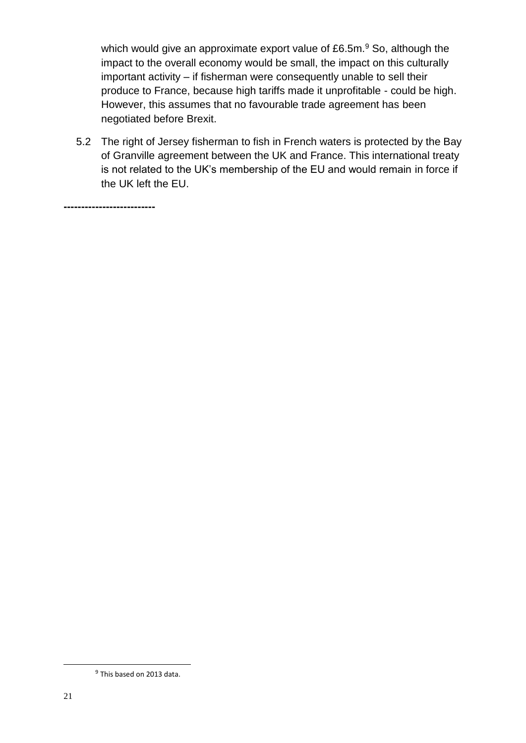which would give an approximate export value of £6.5m.[9] So, although the impact to the overall economy would be small, the impact on this culturally important activity – if fisherman were consequently unable to sell their produce to France, because high tariffs made it unprofitable - could be high. However, this assumes that no favourable trade agreement has been negotiated before Brexit.

5.2 The right of Jersey fisherman to fish in French waters is protected by the Bay of Granville agreement between the UK and France. This international treaty is not related to the UK's membership of the EU and would remain in force if the UK left the EU.

**-------------------------**

[9] This based on 2013 data.